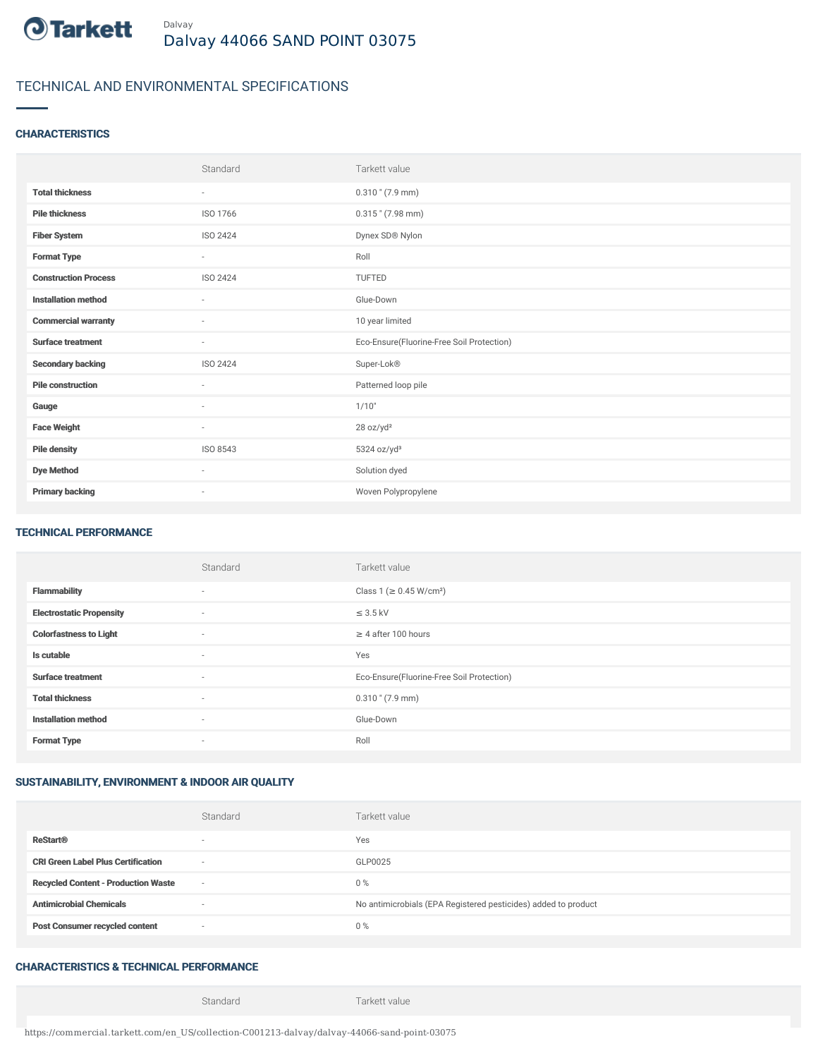Tarkett

Dalvay

# Dalvay 44066 SAND POINT 03075

## TECHNICAL AND ENVIRONMENTAL SPECIFICATIONS

### CHARACTERISTICS

| | Standard | Tarkett value |
|---|---|---|
| **Total thickness** | - | 0.310 " (7.9 mm) |
| **Pile thickness** | ISO 1766 | 0.315 " (7.98 mm) |
| **Fiber System** | ISO 2424 | Dynex SD® Nylon |
| **Format Type** | - | Roll |
| **Construction Process** | ISO 2424 | TUFTED |
| **Installation method** | - | Glue-Down |
| **Commercial warranty** | - | 10 year limited |
| **Surface treatment** | - | Eco-Ensure(Fluorine-Free Soil Protection) |
| **Secondary backing** | ISO 2424 | Super-Lok® |
| **Pile construction** | - | Patterned loop pile |
| **Gauge** | - | 1/10" |
| **Face Weight** | - | 28 oz/yd² |
| **Pile density** | ISO 8543 | 5324 oz/yd³ |
| **Dye Method** | - | Solution dyed |
| **Primary backing** | - | Woven Polypropylene |

### TECHNICAL PERFORMANCE

| | Standard | Tarkett value |
|---|---|---|
| **Flammability** | - | Class 1 (≥ 0.45 W/cm²) |
| **Electrostatic Propensity** | - | ≤ 3.5 kV |
| **Colorfastness to Light** | - | ≥ 4 after 100 hours |
| **Is cutable** | - | Yes |
| **Surface treatment** | - | Eco-Ensure(Fluorine-Free Soil Protection) |
| **Total thickness** | - | 0.310 " (7.9 mm) |
| **Installation method** | - | Glue-Down |
| **Format Type** | - | Roll |

### SUSTAINABILITY, ENVIRONMENT & INDOOR AIR QUALITY

| | Standard | Tarkett value |
|---|---|---|
| **ReStart®** | - | Yes |
| **CRI Green Label Plus Certification** | - | GLP0025 |
| **Recycled Content - Production Waste** | - | 0 % |
| **Antimicrobial Chemicals** | - | No antimicrobials (EPA Registered pesticides) added to product |
| **Post Consumer recycled content** | - | 0 % |

### CHARACTERISTICS & TECHNICAL PERFORMANCE

| | Standard | Tarkett value |
|---|---|---|

https://commercial.tarkett.com/en_US/collection-C001213-dalvay/dalvay-44066-sand-point-03075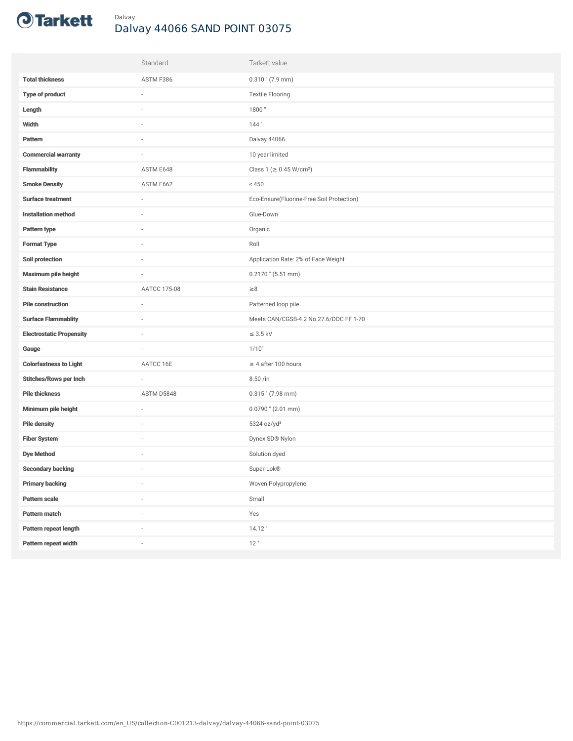Dalvay

# Dalvay 44066 SAND POINT 03075

| | Standard | Tarkett value |
|---|---|---|
| **Total thickness** | ASTM F386 | 0.310 " (7.9 mm) |
| **Type of product** | - | Textile Flooring |
| **Length** | - | 1800 " |
| **Width** | - | 144 " |
| **Pattern** | - | Dalvay 44066 |
| **Commercial warranty** | - | 10 year limited |
| **Flammability** | ASTM E648 | Class 1 (≥ 0.45 W/cm²) |
| **Smoke Density** | ASTM E662 | < 450 |
| **Surface treatment** | - | Eco-Ensure(Fluorine-Free Soil Protection) |
| **Installation method** | - | Glue-Down |
| **Pattern type** | - | Organic |
| **Format Type** | - | Roll |
| **Soil protection** | - | Application Rate: 2% of Face Weight |
| **Maximum pile height** | - | 0.2170 " (5.51 mm) |
| **Stain Resistance** | AATCC 175-08 | ≥8 |
| **Pile construction** | - | Patterned loop pile |
| **Surface Flammablity** | - | Meets CAN/CGSB-4.2 No.27.6/DOC FF 1-70 |
| **Electrostatic Propensity** | - | ≤ 3.5 kV |
| **Gauge** | - | 1/10" |
| **Colorfastness to Light** | AATCC 16E | ≥ 4 after 100 hours |
| **Stitches/Rows per Inch** | - | 8.50 /in |
| **Pile thickness** | ASTM D5848 | 0.315 " (7.98 mm) |
| **Minimum pile height** | - | 0.0790 " (2.01 mm) |
| **Pile density** | - | 5324 oz/yd³ |
| **Fiber System** | - | Dynex SD® Nylon |
| **Dye Method** | - | Solution dyed |
| **Secondary backing** | - | Super-Lok® |
| **Primary backing** | - | Woven Polypropylene |
| **Pattern scale** | - | Small |
| **Pattern match** | - | Yes |
| **Pattern repeat length** | - | 14.12 " |
| **Pattern repeat width** | - | 12 " |

https://commercial.tarkett.com/en_US/collection-C001213-dalvay/dalvay-44066-sand-point-03075